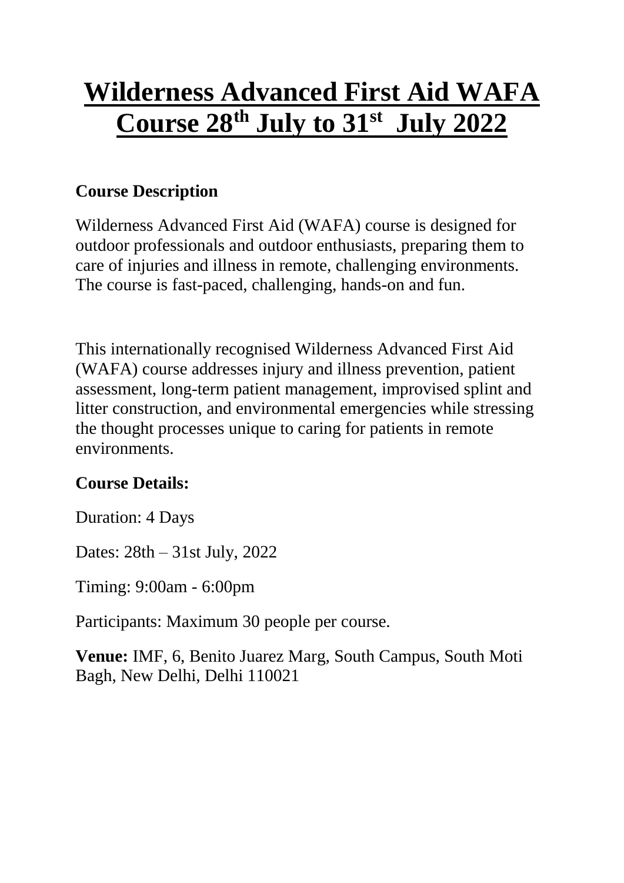# Wilderness Advanced First Aid WAFA Course 28th July to 31st July 2022

**Course Description**

Wilderness Advanced First Aid (WAFA) course is designed for outdoor professionals and outdoor enthusiasts, preparing them to care of injuries and illness in remote, challenging environments. The course is fast-paced, challenging, hands-on and fun.

This internationally recognised Wilderness Advanced First Aid (WAFA) course addresses injury and illness prevention, patient assessment, long-term patient management, improvised splint and litter construction, and environmental emergencies while stressing the thought processes unique to caring for patients in remote environments.

**Course Details:**

Duration: 4 Days

Dates: 28th – 31st July, 2022

Timing: 9:00am - 6:00pm

Participants: Maximum 30 people per course.

**Venue:** IMF, 6, Benito Juarez Marg, South Campus, South Moti Bagh, New Delhi, Delhi 110021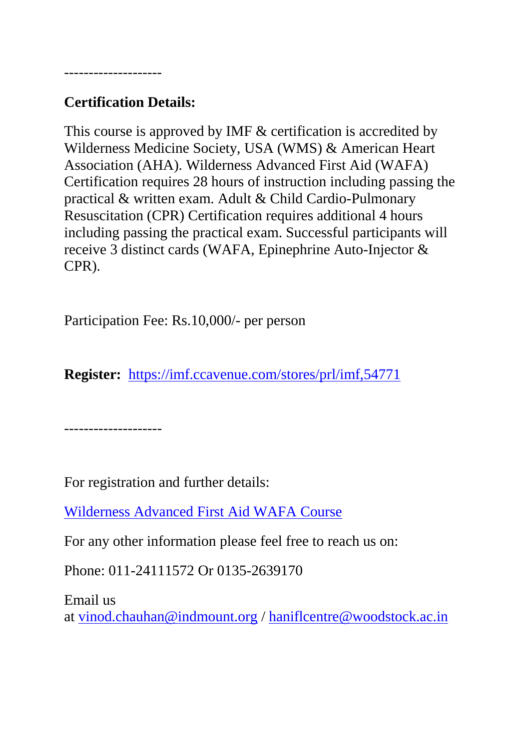--------------------

**Certification Details:**

This course is approved by IMF & certification is accredited by Wilderness Medicine Society, USA (WMS) & American Heart Association (AHA). Wilderness Advanced First Aid (WAFA) Certification requires 28 hours of instruction including passing the practical & written exam. Adult & Child Cardio-Pulmonary Resuscitation (CPR) Certification requires additional 4 hours including passing the practical exam. Successful participants will receive 3 distinct cards (WAFA, Epinephrine Auto-Injector & CPR).

Participation Fee: Rs.10,000/- per person

**Register:** https://imf.ccavenue.com/stores/prl/imf,54771

--------------------

For registration and further details:

Wilderness Advanced First Aid WAFA Course

For any other information please feel free to reach us on:

Phone: 011-24111572 Or 0135-2639170

Email us at vinod.chauhan@indmount.org / haniflcentre@woodstock.ac.in